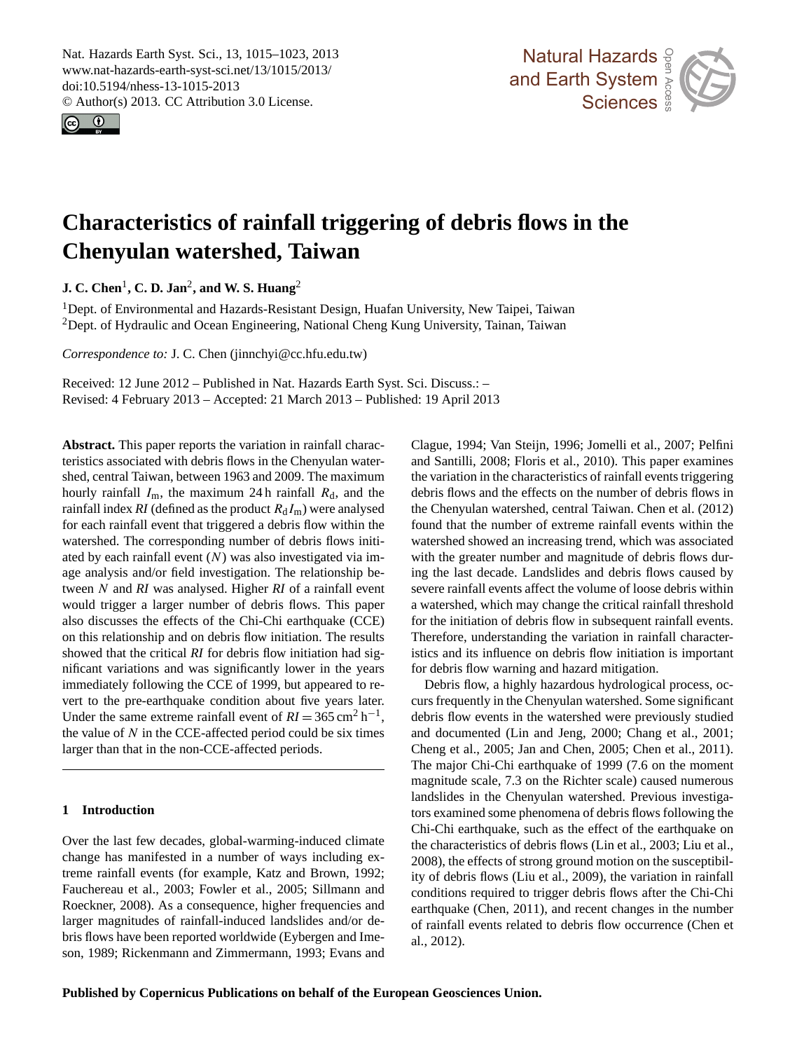# Characteristics of rainfall triggering of debris flows in the Chenyulan watershed, Taiwan

**J. C. Chen[1], C. D. Jan[2], and W. S. Huang[2]**

[1]Dept. of Environmental and Hazards-Resistant Design, Huafan University, New Taipei, Taiwan
[2]Dept. of Hydraulic and Ocean Engineering, National Cheng Kung University, Tainan, Taiwan

*Correspondence to:* J. C. Chen (jinnchyi@cc.hfu.edu.tw)

Received: 12 June 2012 – Published in Nat. Hazards Earth Syst. Sci. Discuss.: –
Revised: 4 February 2013 – Accepted: 21 March 2013 – Published: 19 April 2013

**Abstract.** This paper reports the variation in rainfall characteristics associated with debris flows in the Chenyulan watershed, central Taiwan, between 1963 and 2009. The maximum hourly rainfall $I_m$, the maximum 24 h rainfall $R_d$, and the rainfall index $RI$ (defined as the product $R_d I_m$) were analysed for each rainfall event that triggered a debris flow within the watershed. The corresponding number of debris flows initiated by each rainfall event ($N$) was also investigated via image analysis and/or field investigation. The relationship between $N$ and $RI$ was analysed. Higher $RI$ of a rainfall event would trigger a larger number of debris flows. This paper also discusses the effects of the Chi-Chi earthquake (CCE) on this relationship and on debris flow initiation. The results showed that the critical $RI$ for debris flow initiation had significant variations and was significantly lower in the years immediately following the CCE of 1999, but appeared to revert to the pre-earthquake condition about five years later. Under the same extreme rainfall event of $RI = 365\,\text{cm}^2\,\text{h}^{-1}$, the value of $N$ in the CCE-affected period could be six times larger than that in the non-CCE-affected periods.

## 1 Introduction

Over the last few decades, global-warming-induced climate change has manifested in a number of ways including extreme rainfall events (for example, Katz and Brown, 1992; Fauchereau et al., 2003; Fowler et al., 2005; Sillmann and Roeckner, 2008). As a consequence, higher frequencies and larger magnitudes of rainfall-induced landslides and/or debris flows have been reported worldwide (Eybergen and Imeson, 1989; Rickenmann and Zimmermann, 1993; Evans and Clague, 1994; Van Steijn, 1996; Jomelli et al., 2007; Pelfini and Santilli, 2008; Floris et al., 2010). This paper examines the variation in the characteristics of rainfall events triggering debris flows and the effects on the number of debris flows in the Chenyulan watershed, central Taiwan. Chen et al. (2012) found that the number of extreme rainfall events within the watershed showed an increasing trend, which was associated with the greater number and magnitude of debris flows during the last decade. Landslides and debris flows caused by severe rainfall events affect the volume of loose debris within a watershed, which may change the critical rainfall threshold for the initiation of debris flow in subsequent rainfall events. Therefore, understanding the variation in rainfall characteristics and its influence on debris flow initiation is important for debris flow warning and hazard mitigation.

Debris flow, a highly hazardous hydrological process, occurs frequently in the Chenyulan watershed. Some significant debris flow events in the watershed were previously studied and documented (Lin and Jeng, 2000; Chang et al., 2001; Cheng et al., 2005; Jan and Chen, 2005; Chen et al., 2011). The major Chi-Chi earthquake of 1999 (7.6 on the moment magnitude scale, 7.3 on the Richter scale) caused numerous landslides in the Chenyulan watershed. Previous investigators examined some phenomena of debris flows following the Chi-Chi earthquake, such as the effect of the earthquake on the characteristics of debris flows (Lin et al., 2003; Liu et al., 2008), the effects of strong ground motion on the susceptibility of debris flows (Liu et al., 2009), the variation in rainfall conditions required to trigger debris flows after the Chi-Chi earthquake (Chen, 2011), and recent changes in the number of rainfall events related to debris flow occurrence (Chen et al., 2012).

**Published by Copernicus Publications on behalf of the European Geosciences Union.**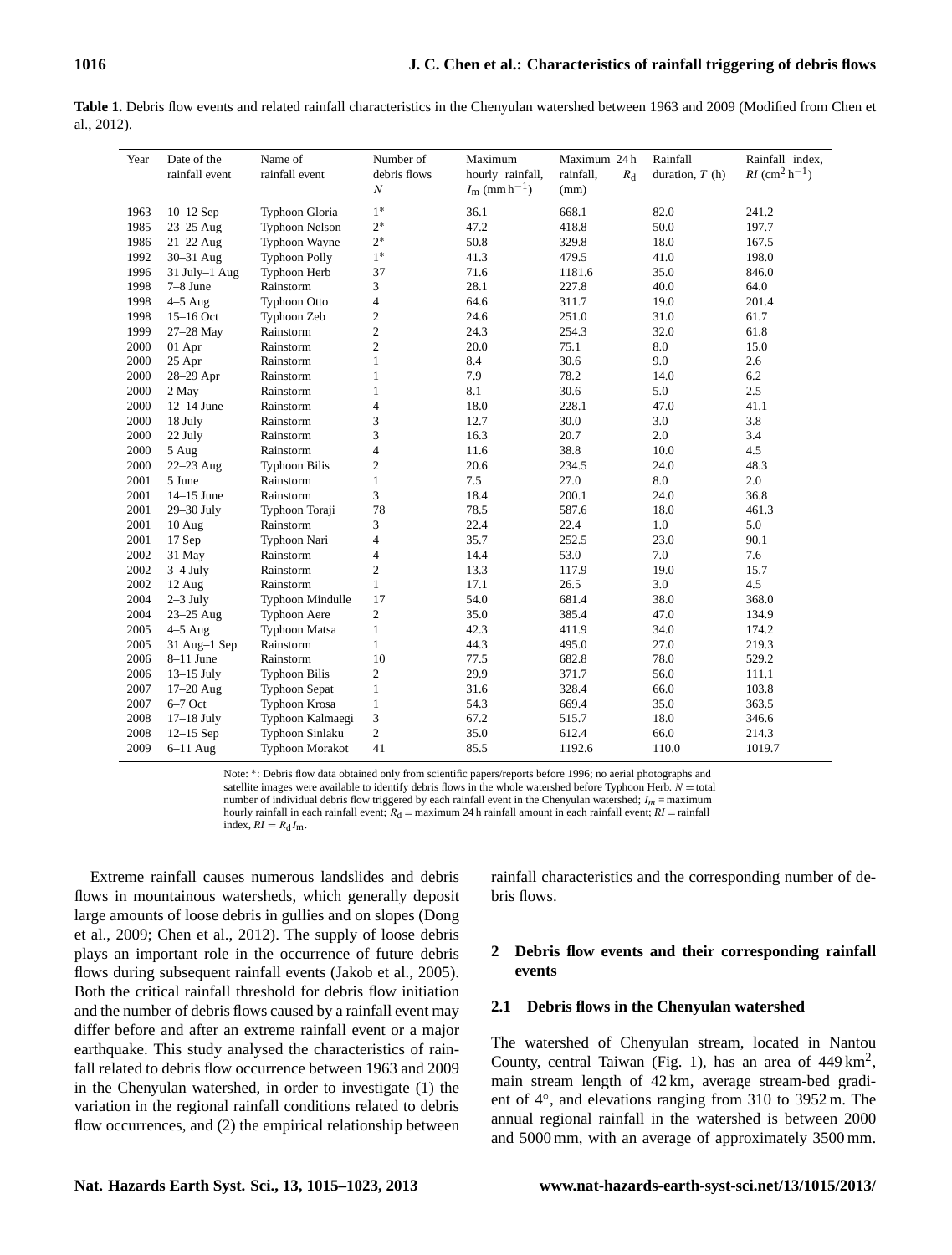**Table 1.** Debris flow events and related rainfall characteristics in the Chenyulan watershed between 1963 and 2009 (Modified from Chen et al., 2012).

| Year | Date of the rainfall event | Name of rainfall event | Number of debris flows $N$ | Maximum hourly rainfall, $I_m$ (mm h$^{-1}$) | Maximum 24 h rainfall, $R_d$ (mm) | Rainfall duration, $T$ (h) | Rainfall index, $RI$ (cm$^2$ h$^{-1}$) |
|---|---|---|---|---|---|---|---|
| 1963 | 10–12 Sep | Typhoon Gloria | 1* | 36.1 | 668.1 | 82.0 | 241.2 |
| 1985 | 23–25 Aug | Typhoon Nelson | 2* | 47.2 | 418.8 | 50.0 | 197.7 |
| 1986 | 21–22 Aug | Typhoon Wayne | 2* | 50.8 | 329.8 | 18.0 | 167.5 |
| 1992 | 30–31 Aug | Typhoon Polly | 1* | 41.3 | 479.5 | 41.0 | 198.0 |
| 1996 | 31 July–1 Aug | Typhoon Herb | 37 | 71.6 | 1181.6 | 35.0 | 846.0 |
| 1998 | 7–8 June | Rainstorm | 3 | 28.1 | 227.8 | 40.0 | 64.0 |
| 1998 | 4–5 Aug | Typhoon Otto | 4 | 64.6 | 311.7 | 19.0 | 201.4 |
| 1998 | 15–16 Oct | Typhoon Zeb | 2 | 24.6 | 251.0 | 31.0 | 61.7 |
| 1999 | 27–28 May | Rainstorm | 2 | 24.3 | 254.3 | 32.0 | 61.8 |
| 2000 | 01 Apr | Rainstorm | 2 | 20.0 | 75.1 | 8.0 | 15.0 |
| 2000 | 25 Apr | Rainstorm | 1 | 8.4 | 30.6 | 9.0 | 2.6 |
| 2000 | 28–29 Apr | Rainstorm | 1 | 7.9 | 78.2 | 14.0 | 6.2 |
| 2000 | 2 May | Rainstorm | 1 | 8.1 | 30.6 | 5.0 | 2.5 |
| 2000 | 12–14 June | Rainstorm | 4 | 18.0 | 228.1 | 47.0 | 41.1 |
| 2000 | 18 July | Rainstorm | 3 | 12.7 | 30.0 | 3.0 | 3.8 |
| 2000 | 22 July | Rainstorm | 3 | 16.3 | 20.7 | 2.0 | 3.4 |
| 2000 | 5 Aug | Rainstorm | 4 | 11.6 | 38.8 | 10.0 | 4.5 |
| 2000 | 22–23 Aug | Typhoon Bilis | 2 | 20.6 | 234.5 | 24.0 | 48.3 |
| 2001 | 5 June | Rainstorm | 1 | 7.5 | 27.0 | 8.0 | 2.0 |
| 2001 | 14–15 June | Rainstorm | 3 | 18.4 | 200.1 | 24.0 | 36.8 |
| 2001 | 29–30 July | Typhoon Toraji | 78 | 78.5 | 587.6 | 18.0 | 461.3 |
| 2001 | 10 Aug | Rainstorm | 3 | 22.4 | 22.4 | 1.0 | 5.0 |
| 2001 | 17 Sep | Typhoon Nari | 4 | 35.7 | 252.5 | 23.0 | 90.1 |
| 2002 | 31 May | Rainstorm | 4 | 14.4 | 53.0 | 7.0 | 7.6 |
| 2002 | 3–4 July | Rainstorm | 2 | 13.3 | 117.9 | 19.0 | 15.7 |
| 2002 | 12 Aug | Rainstorm | 1 | 17.1 | 26.5 | 3.0 | 4.5 |
| 2004 | 2–3 July | Typhoon Mindulle | 17 | 54.0 | 681.4 | 38.0 | 368.0 |
| 2004 | 23–25 Aug | Typhoon Aere | 2 | 35.0 | 385.4 | 47.0 | 134.9 |
| 2005 | 4–5 Aug | Typhoon Matsa | 1 | 42.3 | 411.9 | 34.0 | 174.2 |
| 2005 | 31 Aug–1 Sep | Rainstorm | 1 | 44.3 | 495.0 | 27.0 | 219.3 |
| 2006 | 8–11 June | Rainstorm | 10 | 77.5 | 682.8 | 78.0 | 529.2 |
| 2006 | 13–15 July | Typhoon Bilis | 2 | 29.9 | 371.7 | 56.0 | 111.1 |
| 2007 | 17–20 Aug | Typhoon Sepat | 1 | 31.6 | 328.4 | 66.0 | 103.8 |
| 2007 | 6–7 Oct | Typhoon Krosa | 1 | 54.3 | 669.4 | 35.0 | 363.5 |
| 2008 | 17–18 July | Typhoon Kalmaegi | 3 | 67.2 | 515.7 | 18.0 | 346.6 |
| 2008 | 12–15 Sep | Typhoon Sinlaku | 2 | 35.0 | 612.4 | 66.0 | 214.3 |
| 2009 | 6–11 Aug | Typhoon Morakot | 41 | 85.5 | 1192.6 | 110.0 | 1019.7 |

Note: *: Debris flow data obtained only from scientific papers/reports before 1996; no aerial photographs and satellite images were available to identify debris flows in the whole watershed before Typhoon Herb. $N$ = total number of individual debris flow triggered by each rainfall event in the Chenyulan watershed; $I_m$ = maximum hourly rainfall in each rainfall event; $R_d$ = maximum 24 h rainfall amount in each rainfall event; $RI$ = rainfall index, $RI = R_d I_m$.

Extreme rainfall causes numerous landslides and debris flows in mountainous watersheds, which generally deposit large amounts of loose debris in gullies and on slopes (Dong et al., 2009; Chen et al., 2012). The supply of loose debris plays an important role in the occurrence of future debris flows during subsequent rainfall events (Jakob et al., 2005). Both the critical rainfall threshold for debris flow initiation and the number of debris flows caused by a rainfall event may differ before and after an extreme rainfall event or a major earthquake. This study analysed the characteristics of rainfall related to debris flow occurrence between 1963 and 2009 in the Chenyulan watershed, in order to investigate (1) the variation in the regional rainfall conditions related to debris flow occurrences, and (2) the empirical relationship between rainfall characteristics and the corresponding number of debris flows.

## 2 Debris flow events and their corresponding rainfall events

### 2.1 Debris flows in the Chenyulan watershed

The watershed of Chenyulan stream, located in Nantou County, central Taiwan (Fig. 1), has an area of 449 km$^2$, main stream length of 42 km, average stream-bed gradient of 4°, and elevations ranging from 310 to 3952 m. The annual regional rainfall in the watershed is between 2000 and 5000 mm, with an average of approximately 3500 mm.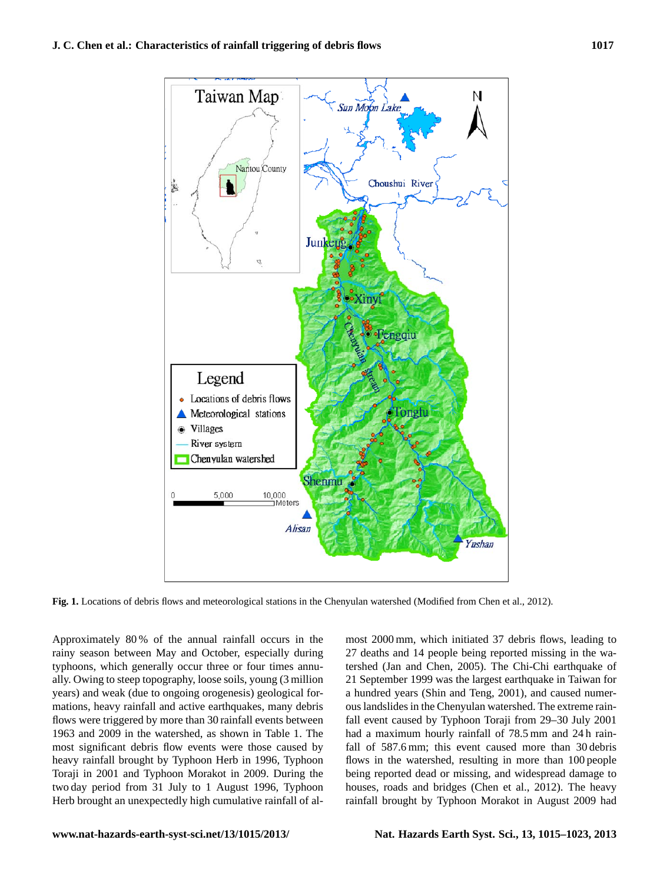**Fig. 1.** Locations of debris flows and meteorological stations in the Chenyulan watershed (Modified from Chen et al., 2012).

Approximately 80 % of the annual rainfall occurs in the rainy season between May and October, especially during typhoons, which generally occur three or four times annually. Owing to steep topography, loose soils, young (3 million years) and weak (due to ongoing orogenesis) geological formations, heavy rainfall and active earthquakes, many debris flows were triggered by more than 30 rainfall events between 1963 and 2009 in the watershed, as shown in Table 1. The most significant debris flow events were those caused by heavy rainfall brought by Typhoon Herb in 1996, Typhoon Toraji in 2001 and Typhoon Morakot in 2009. During the two day period from 31 July to 1 August 1996, Typhoon Herb brought an unexpectedly high cumulative rainfall of almost 2000 mm, which initiated 37 debris flows, leading to 27 deaths and 14 people being reported missing in the watershed (Jan and Chen, 2005). The Chi-Chi earthquake of 21 September 1999 was the largest earthquake in Taiwan for a hundred years (Shin and Teng, 2001), and caused numerous landslides in the Chenyulan watershed. The extreme rainfall event caused by Typhoon Toraji from 29–30 July 2001 had a maximum hourly rainfall of 78.5 mm and 24 h rainfall of 587.6 mm; this event caused more than 30 debris flows in the watershed, resulting in more than 100 people being reported dead or missing, and widespread damage to houses, roads and bridges (Chen et al., 2012). The heavy rainfall brought by Typhoon Morakot in August 2009 had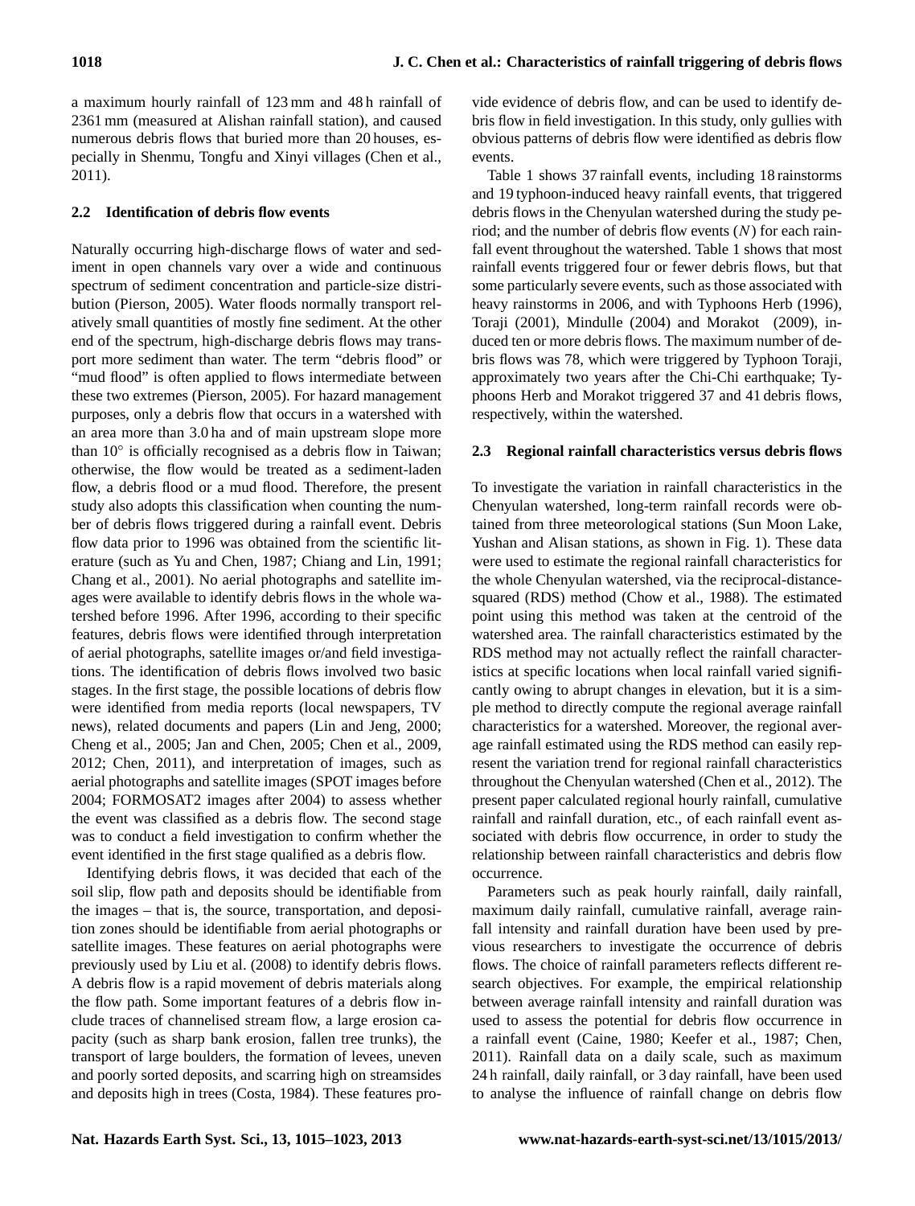a maximum hourly rainfall of 123 mm and 48 h rainfall of 2361 mm (measured at Alishan rainfall station), and caused numerous debris flows that buried more than 20 houses, especially in Shenmu, Tongfu and Xinyi villages (Chen et al., 2011).

### 2.2 Identification of debris flow events

Naturally occurring high-discharge flows of water and sediment in open channels vary over a wide and continuous spectrum of sediment concentration and particle-size distribution (Pierson, 2005). Water floods normally transport relatively small quantities of mostly fine sediment. At the other end of the spectrum, high-discharge debris flows may transport more sediment than water. The term "debris flood" or "mud flood" is often applied to flows intermediate between these two extremes (Pierson, 2005). For hazard management purposes, only a debris flow that occurs in a watershed with an area more than 3.0 ha and of main upstream slope more than 10° is officially recognised as a debris flow in Taiwan; otherwise, the flow would be treated as a sediment-laden flow, a debris flood or a mud flood. Therefore, the present study also adopts this classification when counting the number of debris flows triggered during a rainfall event. Debris flow data prior to 1996 was obtained from the scientific literature (such as Yu and Chen, 1987; Chiang and Lin, 1991; Chang et al., 2001). No aerial photographs and satellite images were available to identify debris flows in the whole watershed before 1996. After 1996, according to their specific features, debris flows were identified through interpretation of aerial photographs, satellite images or/and field investigations. The identification of debris flows involved two basic stages. In the first stage, the possible locations of debris flow were identified from media reports (local newspapers, TV news), related documents and papers (Lin and Jeng, 2000; Cheng et al., 2005; Jan and Chen, 2005; Chen et al., 2009, 2012; Chen, 2011), and interpretation of images, such as aerial photographs and satellite images (SPOT images before 2004; FORMOSAT2 images after 2004) to assess whether the event was classified as a debris flow. The second stage was to conduct a field investigation to confirm whether the event identified in the first stage qualified as a debris flow.

Identifying debris flows, it was decided that each of the soil slip, flow path and deposits should be identifiable from the images – that is, the source, transportation, and deposition zones should be identifiable from aerial photographs or satellite images. These features on aerial photographs were previously used by Liu et al. (2008) to identify debris flows. A debris flow is a rapid movement of debris materials along the flow path. Some important features of a debris flow include traces of channelised stream flow, a large erosion capacity (such as sharp bank erosion, fallen tree trunks), the transport of large boulders, the formation of levees, uneven and poorly sorted deposits, and scarring high on streamsides and deposits high in trees (Costa, 1984). These features provide evidence of debris flow, and can be used to identify debris flow in field investigation. In this study, only gullies with obvious patterns of debris flow were identified as debris flow events.

Table 1 shows 37 rainfall events, including 18 rainstorms and 19 typhoon-induced heavy rainfall events, that triggered debris flows in the Chenyulan watershed during the study period; and the number of debris flow events ($N$) for each rainfall event throughout the watershed. Table 1 shows that most rainfall events triggered four or fewer debris flows, but that some particularly severe events, such as those associated with heavy rainstorms in 2006, and with Typhoons Herb (1996), Toraji (2001), Mindulle (2004) and Morakot (2009), induced ten or more debris flows. The maximum number of debris flows was 78, which were triggered by Typhoon Toraji, approximately two years after the Chi-Chi earthquake; Typhoons Herb and Morakot triggered 37 and 41 debris flows, respectively, within the watershed.

### 2.3 Regional rainfall characteristics versus debris flows

To investigate the variation in rainfall characteristics in the Chenyulan watershed, long-term rainfall records were obtained from three meteorological stations (Sun Moon Lake, Yushan and Alisan stations, as shown in Fig. 1). These data were used to estimate the regional rainfall characteristics for the whole Chenyulan watershed, via the reciprocal-distance-squared (RDS) method (Chow et al., 1988). The estimated point using this method was taken at the centroid of the watershed area. The rainfall characteristics estimated by the RDS method may not actually reflect the rainfall characteristics at specific locations when local rainfall varied significantly owing to abrupt changes in elevation, but it is a simple method to directly compute the regional average rainfall characteristics for a watershed. Moreover, the regional average rainfall estimated using the RDS method can easily represent the variation trend for regional rainfall characteristics throughout the Chenyulan watershed (Chen et al., 2012). The present paper calculated regional hourly rainfall, cumulative rainfall and rainfall duration, etc., of each rainfall event associated with debris flow occurrence, in order to study the relationship between rainfall characteristics and debris flow occurrence.

Parameters such as peak hourly rainfall, daily rainfall, maximum daily rainfall, cumulative rainfall, average rainfall intensity and rainfall duration have been used by previous researchers to investigate the occurrence of debris flows. The choice of rainfall parameters reflects different research objectives. For example, the empirical relationship between average rainfall intensity and rainfall duration was used to assess the potential for debris flow occurrence in a rainfall event (Caine, 1980; Keefer et al., 1987; Chen, 2011). Rainfall data on a daily scale, such as maximum 24 h rainfall, daily rainfall, or 3 day rainfall, have been used to analyse the influence of rainfall change on debris flow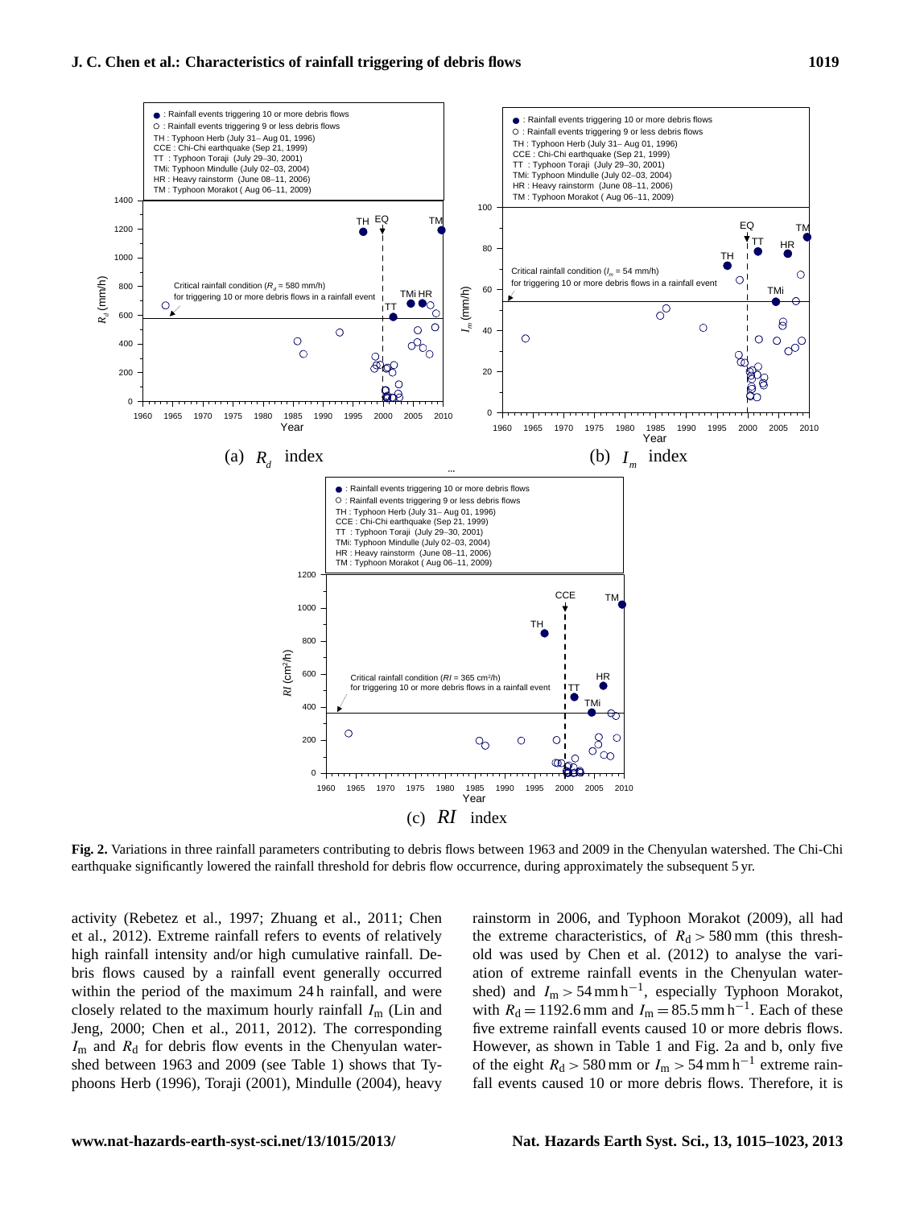**Fig. 2.** Variations in three rainfall parameters contributing to debris flows between 1963 and 2009 in the Chenyulan watershed. The Chi-Chi earthquake significantly lowered the rainfall threshold for debris flow occurrence, during approximately the subsequent 5 yr.

activity (Rebetez et al., 1997; Zhuang et al., 2011; Chen et al., 2012). Extreme rainfall refers to events of relatively high rainfall intensity and/or high cumulative rainfall. Debris flows caused by a rainfall event generally occurred within the period of the maximum 24 h rainfall, and were closely related to the maximum hourly rainfall $I_m$ (Lin and Jeng, 2000; Chen et al., 2011, 2012). The corresponding $I_m$ and $R_d$ for debris flow events in the Chenyulan watershed between 1963 and 2009 (see Table 1) shows that Typhoons Herb (1996), Toraji (2001), Mindulle (2004), heavy rainstorm in 2006, and Typhoon Morakot (2009), all had the extreme characteristics, of $R_d > 580$ mm (this threshold was used by Chen et al. (2012) to analyse the variation of extreme rainfall events in the Chenyulan watershed) and $I_m > 54\,\mathrm{mm\,h^{-1}}$, especially Typhoon Morakot, with $R_d = 1192.6$ mm and $I_m = 85.5\,\mathrm{mm\,h^{-1}}$. Each of these five extreme rainfall events caused 10 or more debris flows. However, as shown in Table 1 and Fig. 2a and b, only five of the eight $R_d > 580$ mm or $I_m > 54\,\mathrm{mm\,h^{-1}}$ extreme rainfall events caused 10 or more debris flows. Therefore, it is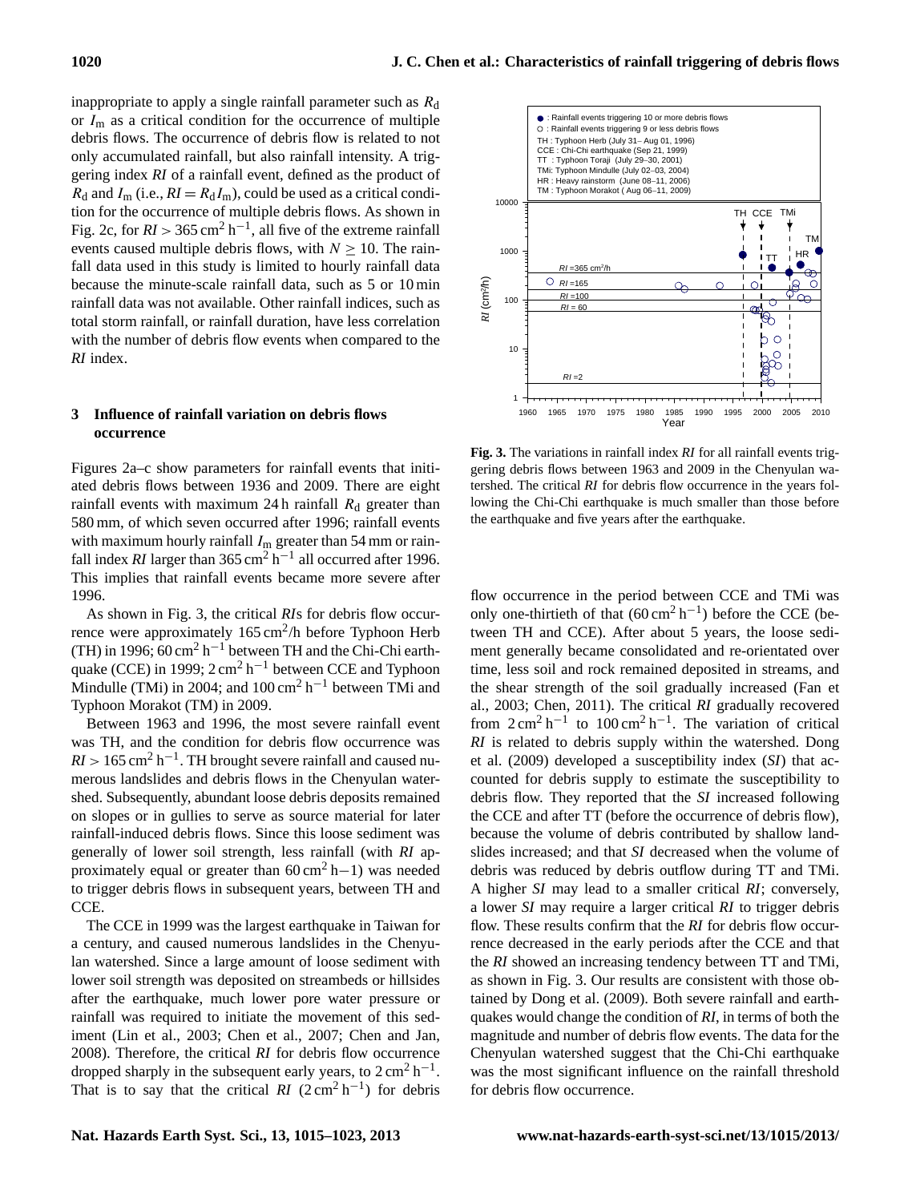inappropriate to apply a single rainfall parameter such as $R_d$ or $I_m$ as a critical condition for the occurrence of multiple debris flows. The occurrence of debris flow is related to not only accumulated rainfall, but also rainfall intensity. A triggering index *RI* of a rainfall event, defined as the product of $R_d$ and $I_m$ (i.e., $RI = R_d I_m$), could be used as a critical condition for the occurrence of multiple debris flows. As shown in Fig. 2c, for $RI > 365\,\mathrm{cm^2\,h^{-1}}$, all five of the extreme rainfall events caused multiple debris flows, with $N \geq 10$. The rainfall data used in this study is limited to hourly rainfall data because the minute-scale rainfall data, such as 5 or 10 min rainfall data was not available. Other rainfall indices, such as total storm rainfall, or rainfall duration, have less correlation with the number of debris flow events when compared to the *RI* index.

## 3 Influence of rainfall variation on debris flows occurrence

Figures 2a–c show parameters for rainfall events that initiated debris flows between 1936 and 2009. There are eight rainfall events with maximum 24 h rainfall $R_d$ greater than 580 mm, of which seven occurred after 1996; rainfall events with maximum hourly rainfall $I_m$ greater than 54 mm or rainfall index *RI* larger than $365\,\mathrm{cm^2\,h^{-1}}$ all occurred after 1996. This implies that rainfall events became more severe after 1996.

As shown in Fig. 3, the critical *RI*s for debris flow occurrence were approximately $165\,\mathrm{cm^2/h}$ before Typhoon Herb (TH) in 1996; $60\,\mathrm{cm^2\,h^{-1}}$ between TH and the Chi-Chi earthquake (CCE) in 1999; $2\,\mathrm{cm^2\,h^{-1}}$ between CCE and Typhoon Mindulle (TMi) in 2004; and $100\,\mathrm{cm^2\,h^{-1}}$ between TMi and Typhoon Morakot (TM) in 2009.

Between 1963 and 1996, the most severe rainfall event was TH, and the condition for debris flow occurrence was $RI > 165\,\mathrm{cm^2\,h^{-1}}$. TH brought severe rainfall and caused numerous landslides and debris flows in the Chenyulan watershed. Subsequently, abundant loose debris deposits remained on slopes or in gullies to serve as source material for later rainfall-induced debris flows. Since this loose sediment was generally of lower soil strength, less rainfall (with *RI* approximately equal or greater than $60\,\mathrm{cm^2\,h{-}1}$) was needed to trigger debris flows in subsequent years, between TH and CCE.

The CCE in 1999 was the largest earthquake in Taiwan for a century, and caused numerous landslides in the Chenyulan watershed. Since a large amount of loose sediment with lower soil strength was deposited on streambeds or hillsides after the earthquake, much lower pore water pressure or rainfall was required to initiate the movement of this sediment (Lin et al., 2003; Chen et al., 2007; Chen and Jan, 2008). Therefore, the critical *RI* for debris flow occurrence dropped sharply in the subsequent early years, to $2\,\mathrm{cm^2\,h^{-1}}$. That is to say that the critical *RI* ($2\,\mathrm{cm^2\,h^{-1}}$) for debris flow occurrence in the period between CCE and TMi was only one-thirtieth of that ($60\,\mathrm{cm^2\,h^{-1}}$) before the CCE (between TH and CCE). After about 5 years, the loose sediment generally became consolidated and re-orientated over time, less soil and rock remained deposited in streams, and the shear strength of the soil gradually increased (Fan et al., 2003; Chen, 2011). The critical *RI* gradually recovered from $2\,\mathrm{cm^2\,h^{-1}}$ to $100\,\mathrm{cm^2\,h^{-1}}$. The variation of critical *RI* is related to debris supply within the watershed. Dong et al. (2009) developed a susceptibility index (*SI*) that accounted for debris supply to estimate the susceptibility to debris flow. They reported that the *SI* increased following the CCE and after TT (before the occurrence of debris flow), because the volume of debris contributed by shallow landslides increased; and that *SI* decreased when the volume of debris was reduced by debris outflow during TT and TMi. A higher *SI* may lead to a smaller critical *RI*; conversely, a lower *SI* may require a larger critical *RI* to trigger debris flow. These results confirm that the *RI* for debris flow occurrence decreased in the early periods after the CCE and that the *RI* showed an increasing tendency between TT and TMi, as shown in Fig. 3. Our results are consistent with those obtained by Dong et al. (2009). Both severe rainfall and earthquakes would change the condition of *RI*, in terms of both the magnitude and number of debris flow events. The data for the Chenyulan watershed suggest that the Chi-Chi earthquake was the most significant influence on the rainfall threshold for debris flow occurrence.

**Fig. 3.** The variations in rainfall index *RI* for all rainfall events triggering debris flows between 1963 and 2009 in the Chenyulan watershed. The critical *RI* for debris flow occurrence in the years following the Chi-Chi earthquake is much smaller than those before the earthquake and five years after the earthquake.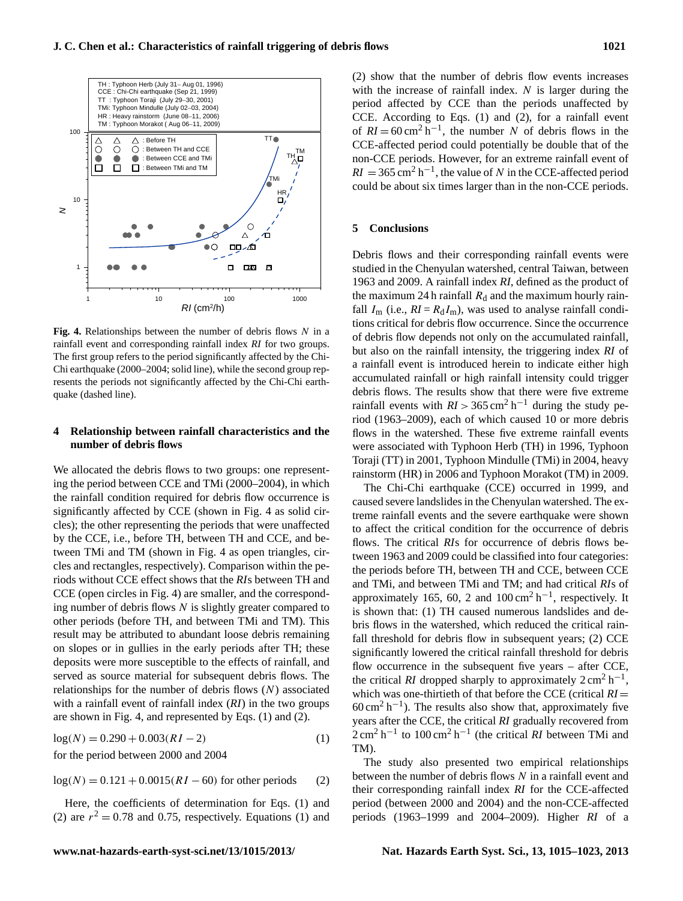**Fig. 4.** Relationships between the number of debris flows $N$ in a rainfall event and corresponding rainfall index $RI$ for two groups. The first group refers to the period significantly affected by the Chi-Chi earthquake (2000–2004; solid line), while the second group represents the periods not significantly affected by the Chi-Chi earthquake (dashed line).

## 4 Relationship between rainfall characteristics and the number of debris flows

We allocated the debris flows to two groups: one representing the period between CCE and TMi (2000–2004), in which the rainfall condition required for debris flow occurrence is significantly affected by CCE (shown in Fig. 4 as solid circles); the other representing the periods that were unaffected by the CCE, i.e., before TH, between TH and CCE, and between TMi and TM (shown in Fig. 4 as open triangles, circles and rectangles, respectively). Comparison within the periods without CCE effect shows that the *RI*s between TH and CCE (open circles in Fig. 4) are smaller, and the corresponding number of debris flows $N$ is slightly greater compared to other periods (before TH, and between TMi and TM). This result may be attributed to abundant loose debris remaining on slopes or in gullies in the early periods after TH; these deposits were more susceptible to the effects of rainfall, and served as source material for subsequent debris flows. The relationships for the number of debris flows ($N$) associated with a rainfall event of rainfall index ($RI$) in the two groups are shown in Fig. 4, and represented by Eqs. (1) and (2).

$$\log(N) = 0.290 + 0.003(RI - 2) \tag{1}$$

for the period between 2000 and 2004

$$\log(N) = 0.121 + 0.0015(RI - 60) \text{ for other periods} \tag{2}$$

Here, the coefficients of determination for Eqs. (1) and (2) are $r^2 = 0.78$ and 0.75, respectively. Equations (1) and (2) show that the number of debris flow events increases with the increase of rainfall index. $N$ is larger during the period affected by CCE than the periods unaffected by CCE. According to Eqs. (1) and (2), for a rainfall event of $RI = 60\,\text{cm}^2\,\text{h}^{-1}$, the number $N$ of debris flows in the CCE-affected period could potentially be double that of the non-CCE periods. However, for an extreme rainfall event of $RI = 365\,\text{cm}^2\,\text{h}^{-1}$, the value of $N$ in the CCE-affected period could be about six times larger than in the non-CCE periods.

## 5 Conclusions

Debris flows and their corresponding rainfall events were studied in the Chenyulan watershed, central Taiwan, between 1963 and 2009. A rainfall index $RI$, defined as the product of the maximum 24 h rainfall $R_d$ and the maximum hourly rainfall $I_m$ (i.e., $RI = R_d I_m$), was used to analyse rainfall conditions critical for debris flow occurrence. Since the occurrence of debris flow depends not only on the accumulated rainfall, but also on the rainfall intensity, the triggering index $RI$ of a rainfall event is introduced herein to indicate either high accumulated rainfall or high rainfall intensity could trigger debris flows. The results show that there were five extreme rainfall events with $RI > 365\,\text{cm}^2\,\text{h}^{-1}$ during the study period (1963–2009), each of which caused 10 or more debris flows in the watershed. These five extreme rainfall events were associated with Typhoon Herb (TH) in 1996, Typhoon Toraji (TT) in 2001, Typhoon Mindulle (TMi) in 2004, heavy rainstorm (HR) in 2006 and Typhoon Morakot (TM) in 2009.

The Chi-Chi earthquake (CCE) occurred in 1999, and caused severe landslides in the Chenyulan watershed. The extreme rainfall events and the severe earthquake were shown to affect the critical condition for the occurrence of debris flows. The critical *RI*s for occurrence of debris flows between 1963 and 2009 could be classified into four categories: the periods before TH, between TH and CCE, between CCE and TMi, and between TMi and TM; and had critical *RI*s of approximately 165, 60, 2 and $100\,\text{cm}^2\,\text{h}^{-1}$, respectively. It is shown that: (1) TH caused numerous landslides and debris flows in the watershed, which reduced the critical rainfall threshold for debris flow in subsequent years; (2) CCE significantly lowered the critical rainfall threshold for debris flow occurrence in the subsequent five years – after CCE, the critical $RI$ dropped sharply to approximately $2\,\text{cm}^2\,\text{h}^{-1}$, which was one-thirtieth of that before the CCE (critical $RI = 60\,\text{cm}^2\,\text{h}^{-1}$). The results also show that, approximately five years after the CCE, the critical $RI$ gradually recovered from $2\,\text{cm}^2\,\text{h}^{-1}$ to $100\,\text{cm}^2\,\text{h}^{-1}$ (the critical $RI$ between TMi and TM).

The study also presented two empirical relationships between the number of debris flows $N$ in a rainfall event and their corresponding rainfall index $RI$ for the CCE-affected period (between 2000 and 2004) and the non-CCE-affected periods (1963–1999 and 2004–2009). Higher $RI$ of a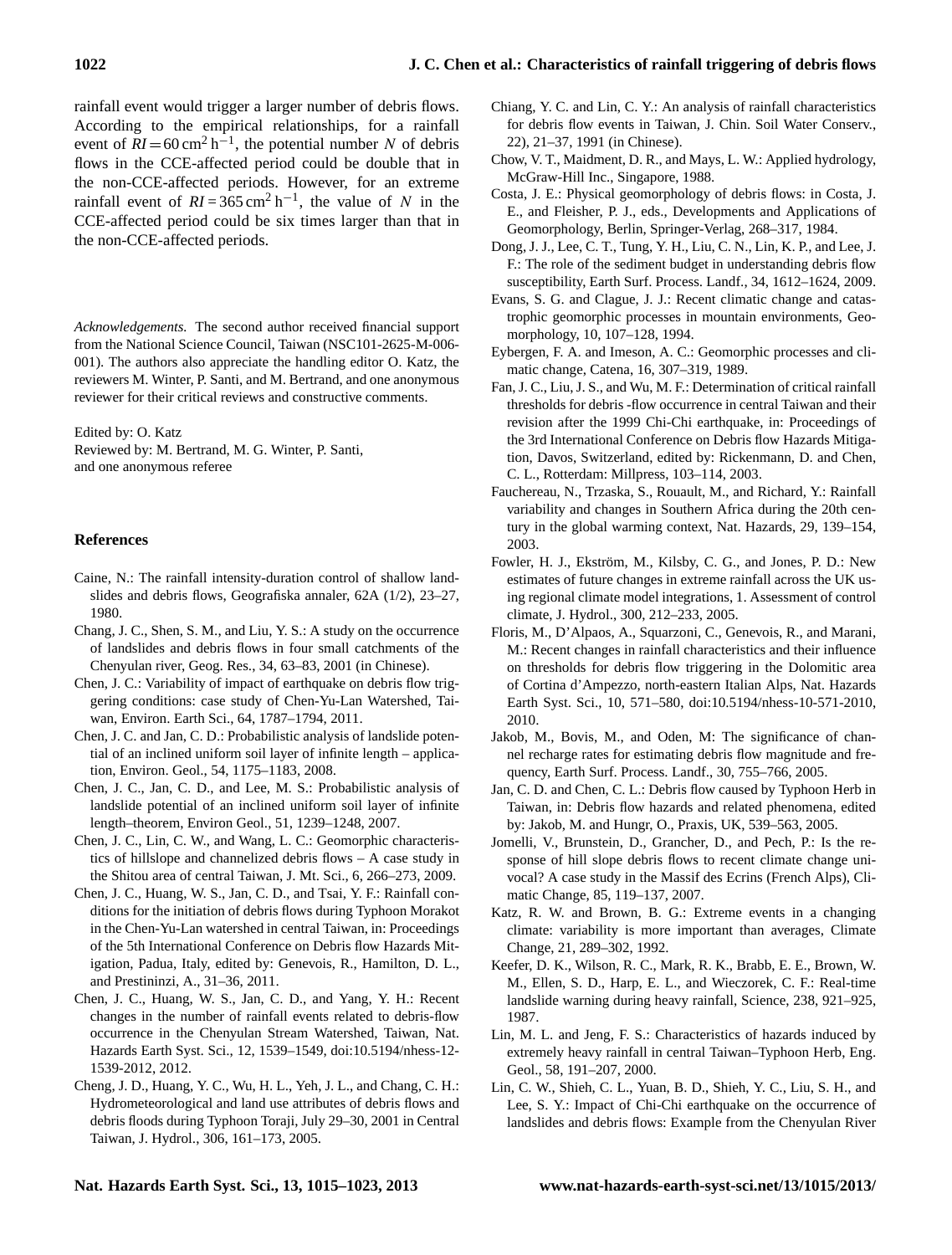rainfall event would trigger a larger number of debris flows. According to the empirical relationships, for a rainfall event of $RI = 60\,\text{cm}^2\,\text{h}^{-1}$, the potential number $N$ of debris flows in the CCE-affected period could be double that in the non-CCE-affected periods. However, for an extreme rainfall event of $RI = 365\,\text{cm}^2\,\text{h}^{-1}$, the value of $N$ in the CCE-affected period could be six times larger than that in the non-CCE-affected periods.

*Acknowledgements.* The second author received financial support from the National Science Council, Taiwan (NSC101-2625-M-006-001). The authors also appreciate the handling editor O. Katz, the reviewers M. Winter, P. Santi, and M. Bertrand, and one anonymous reviewer for their critical reviews and constructive comments.

Edited by: O. Katz
Reviewed by: M. Bertrand, M. G. Winter, P. Santi, and one anonymous referee

## References

Caine, N.: The rainfall intensity-duration control of shallow landslides and debris flows, Geografiska annaler, 62A (1/2), 23–27, 1980.

Chang, J. C., Shen, S. M., and Liu, Y. S.: A study on the occurrence of landslides and debris flows in four small catchments of the Chenyulan river, Geog. Res., 34, 63–83, 2001 (in Chinese).

Chen, J. C.: Variability of impact of earthquake on debris flow triggering conditions: case study of Chen-Yu-Lan Watershed, Taiwan, Environ. Earth Sci., 64, 1787–1794, 2011.

Chen, J. C. and Jan, C. D.: Probabilistic analysis of landslide potential of an inclined uniform soil layer of infinite length – application, Environ. Geol., 54, 1175–1183, 2008.

Chen, J. C., Jan, C. D., and Lee, M. S.: Probabilistic analysis of landslide potential of an inclined uniform soil layer of infinite length–theorem, Environ Geol., 51, 1239–1248, 2007.

Chen, J. C., Lin, C. W., and Wang, L. C.: Geomorphic characteristics of hillslope and channelized debris flows – A case study in the Shitou area of central Taiwan, J. Mt. Sci., 6, 266–273, 2009.

Chen, J. C., Huang, W. S., Jan, C. D., and Tsai, Y. F.: Rainfall conditions for the initiation of debris flows during Typhoon Morakot in the Chen-Yu-Lan watershed in central Taiwan, in: Proceedings of the 5th International Conference on Debris flow Hazards Mitigation, Padua, Italy, edited by: Genevois, R., Hamilton, D. L., and Prestininzi, A., 31–36, 2011.

Chen, J. C., Huang, W. S., Jan, C. D., and Yang, Y. H.: Recent changes in the number of rainfall events related to debris-flow occurrence in the Chenyulan Stream Watershed, Taiwan, Nat. Hazards Earth Syst. Sci., 12, 1539–1549, doi:10.5194/nhess-12-1539-2012, 2012.

Cheng, J. D., Huang, Y. C., Wu, H. L., Yeh, J. L., and Chang, C. H.: Hydrometeorological and land use attributes of debris flows and debris floods during Typhoon Toraji, July 29–30, 2001 in Central Taiwan, J. Hydrol., 306, 161–173, 2005.

Chiang, Y. C. and Lin, C. Y.: An analysis of rainfall characteristics for debris flow events in Taiwan, J. Chin. Soil Water Conserv., 22), 21–37, 1991 (in Chinese).

Chow, V. T., Maidment, D. R., and Mays, L. W.: Applied hydrology, McGraw-Hill Inc., Singapore, 1988.

Costa, J. E.: Physical geomorphology of debris flows: in Costa, J. E., and Fleisher, P. J., eds., Developments and Applications of Geomorphology, Berlin, Springer-Verlag, 268–317, 1984.

Dong, J. J., Lee, C. T., Tung, Y. H., Liu, C. N., Lin, K. P., and Lee, J. F.: The role of the sediment budget in understanding debris flow susceptibility, Earth Surf. Process. Landf., 34, 1612–1624, 2009.

Evans, S. G. and Clague, J. J.: Recent climatic change and catastrophic geomorphic processes in mountain environments, Geomorphology, 10, 107–128, 1994.

Eybergen, F. A. and Imeson, A. C.: Geomorphic processes and climatic change, Catena, 16, 307–319, 1989.

Fan, J. C., Liu, J. S., and Wu, M. F.: Determination of critical rainfall thresholds for debris -flow occurrence in central Taiwan and their revision after the 1999 Chi-Chi earthquake, in: Proceedings of the 3rd International Conference on Debris flow Hazards Mitigation, Davos, Switzerland, edited by: Rickenmann, D. and Chen, C. L., Rotterdam: Millpress, 103–114, 2003.

Fauchereau, N., Trzaska, S., Rouault, M., and Richard, Y.: Rainfall variability and changes in Southern Africa during the 20th century in the global warming context, Nat. Hazards, 29, 139–154, 2003.

Fowler, H. J., Ekström, M., Kilsby, C. G., and Jones, P. D.: New estimates of future changes in extreme rainfall across the UK using regional climate model integrations, 1. Assessment of control climate, J. Hydrol., 300, 212–233, 2005.

Floris, M., D'Alpaos, A., Squarzoni, C., Genevois, R., and Marani, M.: Recent changes in rainfall characteristics and their influence on thresholds for debris flow triggering in the Dolomitic area of Cortina d'Ampezzo, north-eastern Italian Alps, Nat. Hazards Earth Syst. Sci., 10, 571–580, doi:10.5194/nhess-10-571-2010, 2010.

Jakob, M., Bovis, M., and Oden, M: The significance of channel recharge rates for estimating debris flow magnitude and frequency, Earth Surf. Process. Landf., 30, 755–766, 2005.

Jan, C. D. and Chen, C. L.: Debris flow caused by Typhoon Herb in Taiwan, in: Debris flow hazards and related phenomena, edited by: Jakob, M. and Hungr, O., Praxis, UK, 539–563, 2005.

Jomelli, V., Brunstein, D., Grancher, D., and Pech, P.: Is the response of hill slope debris flows to recent climate change univocal? A case study in the Massif des Ecrins (French Alps), Climatic Change, 85, 119–137, 2007.

Katz, R. W. and Brown, B. G.: Extreme events in a changing climate: variability is more important than averages, Climate Change, 21, 289–302, 1992.

Keefer, D. K., Wilson, R. C., Mark, R. K., Brabb, E. E., Brown, W. M., Ellen, S. D., Harp, E. L., and Wieczorek, C. F.: Real-time landslide warning during heavy rainfall, Science, 238, 921–925, 1987.

Lin, M. L. and Jeng, F. S.: Characteristics of hazards induced by extremely heavy rainfall in central Taiwan–Typhoon Herb, Eng. Geol., 58, 191–207, 2000.

Lin, C. W., Shieh, C. L., Yuan, B. D., Shieh, Y. C., Liu, S. H., and Lee, S. Y.: Impact of Chi-Chi earthquake on the occurrence of landslides and debris flows: Example from the Chenyulan River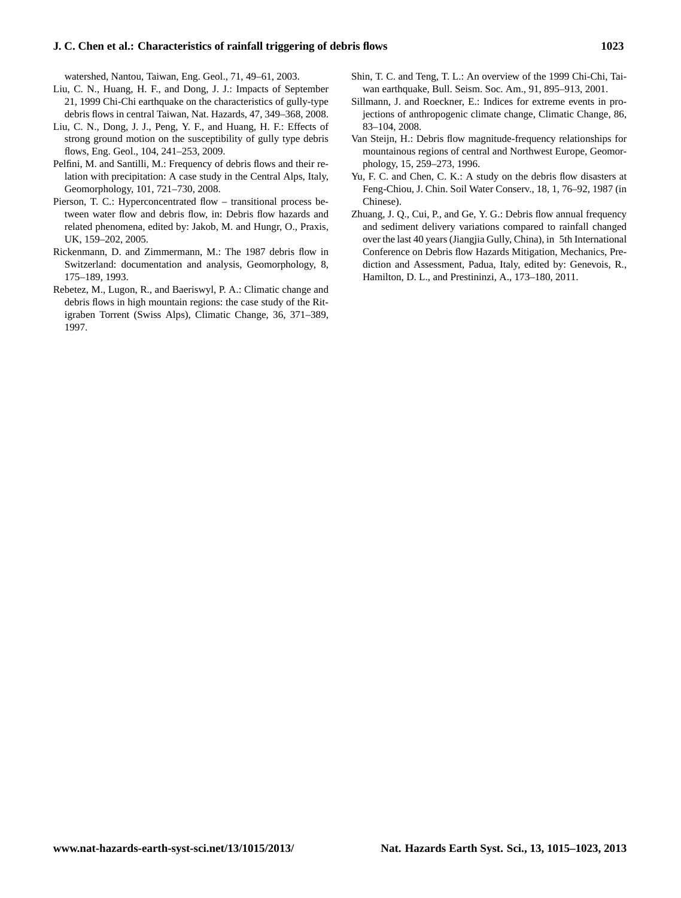watershed, Nantou, Taiwan, Eng. Geol., 71, 49–61, 2003.

Liu, C. N., Huang, H. F., and Dong, J. J.: Impacts of September 21, 1999 Chi-Chi earthquake on the characteristics of gully-type debris flows in central Taiwan, Nat. Hazards, 47, 349–368, 2008.

Liu, C. N., Dong, J. J., Peng, Y. F., and Huang, H. F.: Effects of strong ground motion on the susceptibility of gully type debris flows, Eng. Geol., 104, 241–253, 2009.

Pelfini, M. and Santilli, M.: Frequency of debris flows and their relation with precipitation: A case study in the Central Alps, Italy, Geomorphology, 101, 721–730, 2008.

Pierson, T. C.: Hyperconcentrated flow – transitional process between water flow and debris flow, in: Debris flow hazards and related phenomena, edited by: Jakob, M. and Hungr, O., Praxis, UK, 159–202, 2005.

Rickenmann, D. and Zimmermann, M.: The 1987 debris flow in Switzerland: documentation and analysis, Geomorphology, 8, 175–189, 1993.

Rebetez, M., Lugon, R., and Baeriswyl, P. A.: Climatic change and debris flows in high mountain regions: the case study of the Ritigraben Torrent (Swiss Alps), Climatic Change, 36, 371–389, 1997.

Shin, T. C. and Teng, T. L.: An overview of the 1999 Chi-Chi, Taiwan earthquake, Bull. Seism. Soc. Am., 91, 895–913, 2001.

Sillmann, J. and Roeckner, E.: Indices for extreme events in projections of anthropogenic climate change, Climatic Change, 86, 83–104, 2008.

Van Steijn, H.: Debris flow magnitude-frequency relationships for mountainous regions of central and Northwest Europe, Geomorphology, 15, 259–273, 1996.

Yu, F. C. and Chen, C. K.: A study on the debris flow disasters at Feng-Chiou, J. Chin. Soil Water Conserv., 18, 1, 76–92, 1987 (in Chinese).

Zhuang, J. Q., Cui, P., and Ge, Y. G.: Debris flow annual frequency and sediment delivery variations compared to rainfall changed over the last 40 years (Jiangjia Gully, China), in 5th International Conference on Debris flow Hazards Mitigation, Mechanics, Prediction and Assessment, Padua, Italy, edited by: Genevois, R., Hamilton, D. L., and Prestininzi, A., 173–180, 2011.